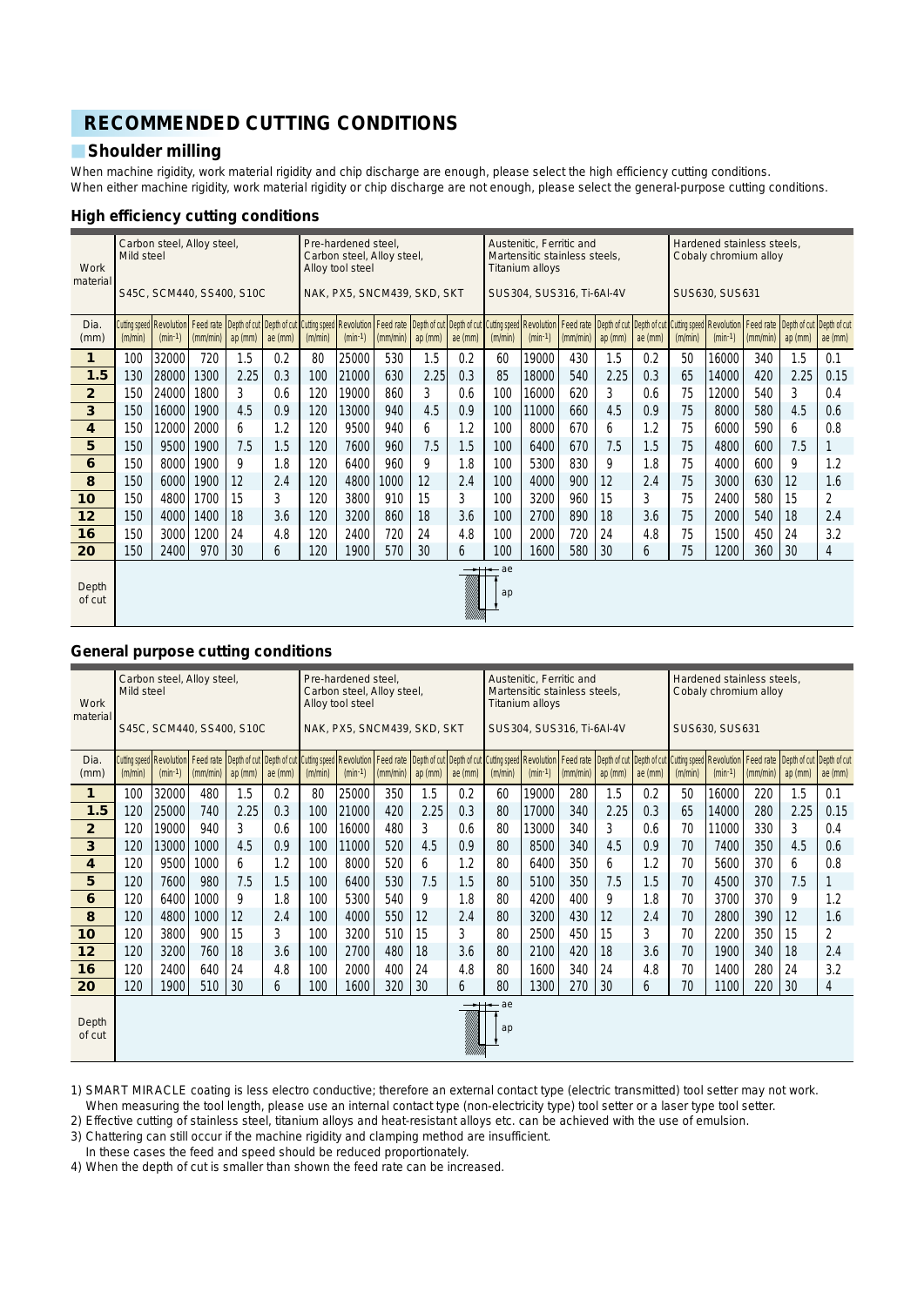# RECOMMENDED CUTTING CONDITIONS

## Shoulder milling

When machine rigidity, work material rigidity and chip discharge are enough, please select the high efficiency cutting conditions.
When either machine rigidity, work material rigidity or chip discharge are not enough, please select the general-purpose cutting conditions.

### High efficiency cutting conditions

| Work material | Carbon steel, Alloy steel, Mild steel S45C, SCM440, SS400, S10C | | | | | Pre-hardened steel, Carbon steel, Alloy steel, Alloy tool steel NAK, PX5, SNCM439, SKD, SKT | | | | | Austenitic, Ferritic and Martensitic stainless steels, Titanium alloys SUS304, SUS316, Ti-6Al-4V | | | | | Hardened stainless steels, Cobaly chromium alloy SUS630, SUS631 | | | | |
|---|---|---|---|---|---|---|---|---|---|---|---|---|---|---|---|---|---|---|---|---|
| Dia. (mm) | Cutting speed (m/min) | Revolution ($min^{-1}$) | Feed rate (mm/min) | Depth of cut ap (mm) | Depth of cut ae (mm) | Cutting speed (m/min) | Revolution ($min^{-1}$) | Feed rate (mm/min) | Depth of cut ap (mm) | Depth of cut ae (mm) | Cutting speed (m/min) | Revolution ($min^{-1}$) | Feed rate (mm/min) | Depth of cut ap (mm) | Depth of cut ae (mm) | Cutting speed (m/min) | Revolution ($min^{-1}$) | Feed rate (mm/min) | Depth of cut ap (mm) | Depth of cut ae (mm) |
| 1 | 100 | 32000 | 720 | 1.5 | 0.2 | 80 | 25000 | 530 | 1.5 | 0.2 | 60 | 19000 | 430 | 1.5 | 0.2 | 50 | 16000 | 340 | 1.5 | 0.1 |
| 1.5 | 130 | 28000 | 1300 | 2.25 | 0.3 | 100 | 21000 | 630 | 2.25 | 0.3 | 85 | 18000 | 540 | 2.25 | 0.3 | 65 | 14000 | 420 | 2.25 | 0.15 |
| 2 | 150 | 24000 | 1800 | 3 | 0.6 | 120 | 19000 | 860 | 3 | 0.6 | 100 | 16000 | 620 | 3 | 0.6 | 75 | 12000 | 540 | 3 | 0.4 |
| 3 | 150 | 16000 | 1900 | 4.5 | 0.9 | 120 | 13000 | 940 | 4.5 | 0.9 | 100 | 11000 | 660 | 4.5 | 0.9 | 75 | 8000 | 580 | 4.5 | 0.6 |
| 4 | 150 | 12000 | 2000 | 6 | 1.2 | 120 | 9500 | 940 | 6 | 1.2 | 100 | 8000 | 670 | 6 | 1.2 | 75 | 6000 | 590 | 6 | 0.8 |
| 5 | 150 | 9500 | 1900 | 7.5 | 1.5 | 120 | 7600 | 960 | 7.5 | 1.5 | 100 | 6400 | 670 | 7.5 | 1.5 | 75 | 4800 | 600 | 7.5 | 1 |
| 6 | 150 | 8000 | 1900 | 9 | 1.8 | 120 | 6400 | 960 | 9 | 1.8 | 100 | 5300 | 830 | 9 | 1.8 | 75 | 4000 | 600 | 9 | 1.2 |
| 8 | 150 | 6000 | 1900 | 12 | 2.4 | 120 | 4800 | 1000 | 12 | 2.4 | 100 | 4000 | 900 | 12 | 2.4 | 75 | 3000 | 630 | 12 | 1.6 |
| 10 | 150 | 4800 | 1700 | 15 | 3 | 120 | 3800 | 910 | 15 | 3 | 100 | 3200 | 960 | 15 | 3 | 75 | 2400 | 580 | 15 | 2 |
| 12 | 150 | 4000 | 1400 | 18 | 3.6 | 120 | 3200 | 860 | 18 | 3.6 | 100 | 2700 | 890 | 18 | 3.6 | 75 | 2000 | 540 | 18 | 2.4 |
| 16 | 150 | 3000 | 1200 | 24 | 4.8 | 120 | 2400 | 720 | 24 | 4.8 | 100 | 2000 | 720 | 24 | 4.8 | 75 | 1500 | 450 | 24 | 3.2 |
| 20 | 150 | 2400 | 970 | 30 | 6 | 120 | 1900 | 570 | 30 | 6 | 100 | 1600 | 580 | 30 | 6 | 75 | 1200 | 360 | 30 | 4 |
| Depth of cut | ae ap | | | | | | | | | | | | | | | | | | | |

### General purpose cutting conditions

| Work material | Carbon steel, Alloy steel, Mild steel S45C, SCM440, SS400, S10C | | | | | Pre-hardened steel, Carbon steel, Alloy steel, Alloy tool steel NAK, PX5, SNCM439, SKD, SKT | | | | | Austenitic, Ferritic and Martensitic stainless steels, Titanium alloys SUS304, SUS316, Ti-6Al-4V | | | | | Hardened stainless steels, Cobaly chromium alloy SUS630, SUS631 | | | | |
|---|---|---|---|---|---|---|---|---|---|---|---|---|---|---|---|---|---|---|---|---|
| Dia. (mm) | Cutting speed (m/min) | Revolution ($min^{-1}$) | Feed rate (mm/min) | Depth of cut ap (mm) | Depth of cut ae (mm) | Cutting speed (m/min) | Revolution ($min^{-1}$) | Feed rate (mm/min) | Depth of cut ap (mm) | Depth of cut ae (mm) | Cutting speed (m/min) | Revolution ($min^{-1}$) | Feed rate (mm/min) | Depth of cut ap (mm) | Depth of cut ae (mm) | Cutting speed (m/min) | Revolution ($min^{-1}$) | Feed rate (mm/min) | Depth of cut ap (mm) | Depth of cut ae (mm) |
| 1 | 100 | 32000 | 480 | 1.5 | 0.2 | 80 | 25000 | 350 | 1.5 | 0.2 | 60 | 19000 | 280 | 1.5 | 0.2 | 50 | 16000 | 220 | 1.5 | 0.1 |
| 1.5 | 120 | 25000 | 740 | 2.25 | 0.3 | 100 | 21000 | 420 | 2.25 | 0.3 | 80 | 17000 | 340 | 2.25 | 0.3 | 65 | 14000 | 280 | 2.25 | 0.15 |
| 2 | 120 | 19000 | 940 | 3 | 0.6 | 100 | 16000 | 480 | 3 | 0.6 | 80 | 13000 | 340 | 3 | 0.6 | 70 | 11000 | 330 | 3 | 0.4 |
| 3 | 120 | 13000 | 1000 | 4.5 | 0.9 | 100 | 11000 | 520 | 4.5 | 0.9 | 80 | 8500 | 340 | 4.5 | 0.9 | 70 | 7400 | 350 | 4.5 | 0.6 |
| 4 | 120 | 9500 | 1000 | 6 | 1.2 | 100 | 8000 | 520 | 6 | 1.2 | 80 | 6400 | 350 | 6 | 1.2 | 70 | 5600 | 370 | 6 | 0.8 |
| 5 | 120 | 7600 | 980 | 7.5 | 1.5 | 100 | 6400 | 530 | 7.5 | 1.5 | 80 | 5100 | 350 | 7.5 | 1.5 | 70 | 4500 | 370 | 7.5 | 1 |
| 6 | 120 | 6400 | 1000 | 9 | 1.8 | 100 | 5300 | 540 | 9 | 1.8 | 80 | 4200 | 400 | 9 | 1.8 | 70 | 3700 | 370 | 9 | 1.2 |
| 8 | 120 | 4800 | 1000 | 12 | 2.4 | 100 | 4000 | 550 | 12 | 2.4 | 80 | 3200 | 430 | 12 | 2.4 | 70 | 2800 | 390 | 12 | 1.6 |
| 10 | 120 | 3800 | 900 | 15 | 3 | 100 | 3200 | 510 | 15 | 3 | 80 | 2500 | 450 | 15 | 3 | 70 | 2200 | 350 | 15 | 2 |
| 12 | 120 | 3200 | 760 | 18 | 3.6 | 100 | 2700 | 480 | 18 | 3.6 | 80 | 2100 | 420 | 18 | 3.6 | 70 | 1900 | 340 | 18 | 2.4 |
| 16 | 120 | 2400 | 640 | 24 | 4.8 | 100 | 2000 | 400 | 24 | 4.8 | 80 | 1600 | 340 | 24 | 4.8 | 70 | 1400 | 280 | 24 | 3.2 |
| 20 | 120 | 1900 | 510 | 30 | 6 | 100 | 1600 | 320 | 30 | 6 | 80 | 1300 | 270 | 30 | 6 | 70 | 1100 | 220 | 30 | 4 |
| Depth of cut | ae ap | | | | | | | | | | | | | | | | | | | |

1) SMART MIRACLE coating is less electro conductive; therefore an external contact type (electric transmitted) tool setter may not work. When measuring the tool length, please use an internal contact type (non-electricity type) tool setter or a laser type tool setter.
2) Effective cutting of stainless steel, titanium alloys and heat-resistant alloys etc. can be achieved with the use of emulsion.
3) Chattering can still occur if the machine rigidity and clamping method are insufficient.
   In these cases the feed and speed should be reduced proportionately.
4) When the depth of cut is smaller than shown the feed rate can be increased.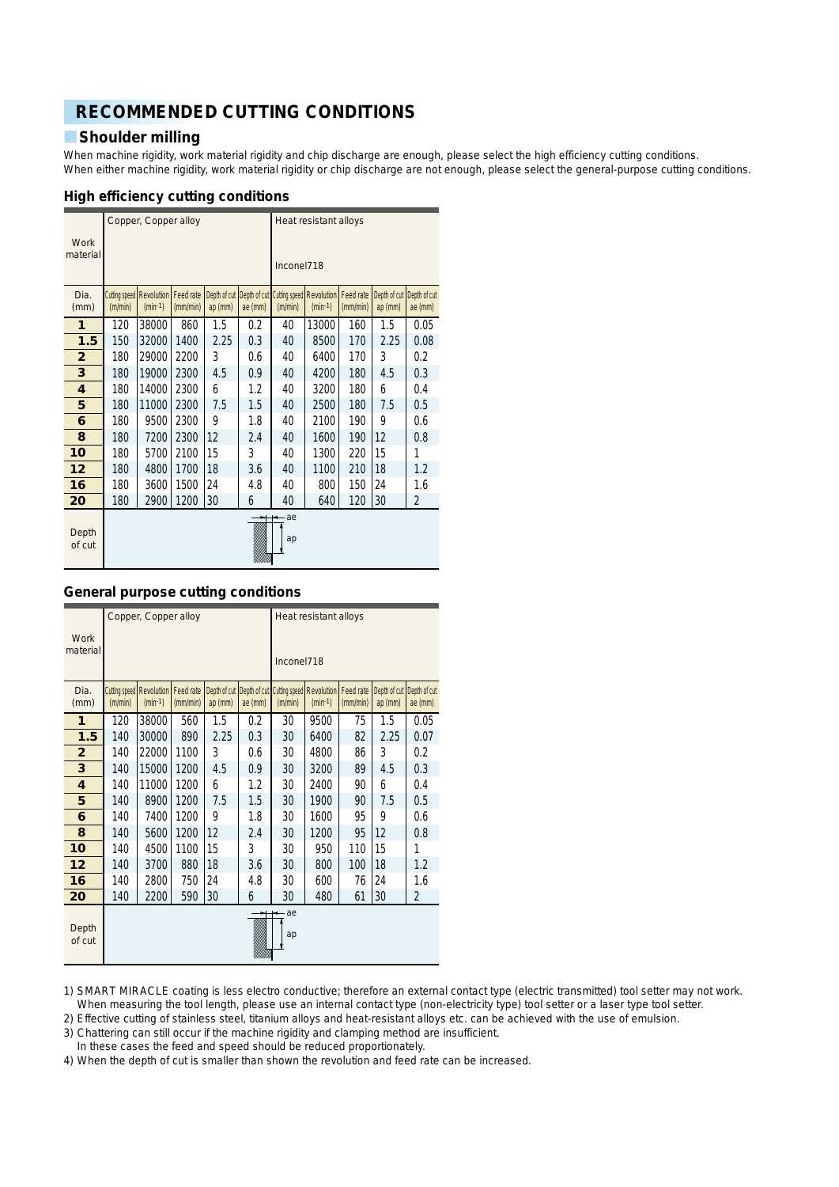# RECOMMENDED CUTTING CONDITIONS

## Shoulder milling

When machine rigidity, work material rigidity and chip discharge are enough, please select the high efficiency cutting conditions.
When either machine rigidity, work material rigidity or chip discharge are not enough, please select the general-purpose cutting conditions.

### High efficiency cutting conditions

| Work material | Copper, Copper alloy | | | | | Heat resistant alloys Inconel718 | | | | |
|---|---|---|---|---|---|---|---|---|---|---|
| Dia. (mm) | Cutting speed (m/min) | Revolution ($min^{-1}$) | Feed rate (mm/min) | Depth of cut ap (mm) | Depth of cut ae (mm) | Cutting speed (m/min) | Revolution ($min^{-1}$) | Feed rate (mm/min) | Depth of cut ap (mm) | Depth of cut ae (mm) |
| **1** | 120 | 38000 | 860 | 1.5 | 0.2 | 40 | 13000 | 160 | 1.5 | 0.05 |
| **1.5** | 150 | 32000 | 1400 | 2.25 | 0.3 | 40 | 8500 | 170 | 2.25 | 0.08 |
| **2** | 180 | 29000 | 2200 | 3 | 0.6 | 40 | 6400 | 170 | 3 | 0.2 |
| **3** | 180 | 19000 | 2300 | 4.5 | 0.9 | 40 | 4200 | 180 | 4.5 | 0.3 |
| **4** | 180 | 14000 | 2300 | 6 | 1.2 | 40 | 3200 | 180 | 6 | 0.4 |
| **5** | 180 | 11000 | 2300 | 7.5 | 1.5 | 40 | 2500 | 180 | 7.5 | 0.5 |
| **6** | 180 | 9500 | 2300 | 9 | 1.8 | 40 | 2100 | 190 | 9 | 0.6 |
| **8** | 180 | 7200 | 2300 | 12 | 2.4 | 40 | 1600 | 190 | 12 | 0.8 |
| **10** | 180 | 5700 | 2100 | 15 | 3 | 40 | 1300 | 220 | 15 | 1 |
| **12** | 180 | 4800 | 1700 | 18 | 3.6 | 40 | 1100 | 210 | 18 | 1.2 |
| **16** | 180 | 3600 | 1500 | 24 | 4.8 | 40 | 800 | 150 | 24 | 1.6 |
| **20** | 180 | 2900 | 1200 | 30 | 6 | 40 | 640 | 120 | 30 | 2 |
| Depth of cut | ae ap | | | | | | | | | |

### General purpose cutting conditions

| Work material | Copper, Copper alloy | | | | | Heat resistant alloys Inconel718 | | | | |
|---|---|---|---|---|---|---|---|---|---|---|
| Dia. (mm) | Cutting speed (m/min) | Revolution ($min^{-1}$) | Feed rate (mm/min) | Depth of cut ap (mm) | Depth of cut ae (mm) | Cutting speed (m/min) | Revolution ($min^{-1}$) | Feed rate (mm/min) | Depth of cut ap (mm) | Depth of cut ae (mm) |
| **1** | 120 | 38000 | 560 | 1.5 | 0.2 | 30 | 9500 | 75 | 1.5 | 0.05 |
| **1.5** | 140 | 30000 | 890 | 2.25 | 0.3 | 30 | 6400 | 82 | 2.25 | 0.07 |
| **2** | 140 | 22000 | 1100 | 3 | 0.6 | 30 | 4800 | 86 | 3 | 0.2 |
| **3** | 140 | 15000 | 1200 | 4.5 | 0.9 | 30 | 3200 | 89 | 4.5 | 0.3 |
| **4** | 140 | 11000 | 1200 | 6 | 1.2 | 30 | 2400 | 90 | 6 | 0.4 |
| **5** | 140 | 8900 | 1200 | 7.5 | 1.5 | 30 | 1900 | 90 | 7.5 | 0.5 |
| **6** | 140 | 7400 | 1200 | 9 | 1.8 | 30 | 1600 | 95 | 9 | 0.6 |
| **8** | 140 | 5600 | 1200 | 12 | 2.4 | 30 | 1200 | 95 | 12 | 0.8 |
| **10** | 140 | 4500 | 1100 | 15 | 3 | 30 | 950 | 110 | 15 | 1 |
| **12** | 140 | 3700 | 880 | 18 | 3.6 | 30 | 800 | 100 | 18 | 1.2 |
| **16** | 140 | 2800 | 750 | 24 | 4.8 | 30 | 600 | 76 | 24 | 1.6 |
| **20** | 140 | 2200 | 590 | 30 | 6 | 30 | 480 | 61 | 30 | 2 |
| Depth of cut | ae ap | | | | | | | | | |

1) SMART MIRACLE coating is less electro conductive; therefore an external contact type (electric transmitted) tool setter may not work.
   When measuring the tool length, please use an internal contact type (non-electricity type) tool setter or a laser type tool setter.
2) Effective cutting of stainless steel, titanium alloys and heat-resistant alloys etc. can be achieved with the use of emulsion.
3) Chattering can still occur if the machine rigidity and clamping method are insufficient.
   In these cases the feed and speed should be reduced proportionately.
4) When the depth of cut is smaller than shown the revolution and feed rate can be increased.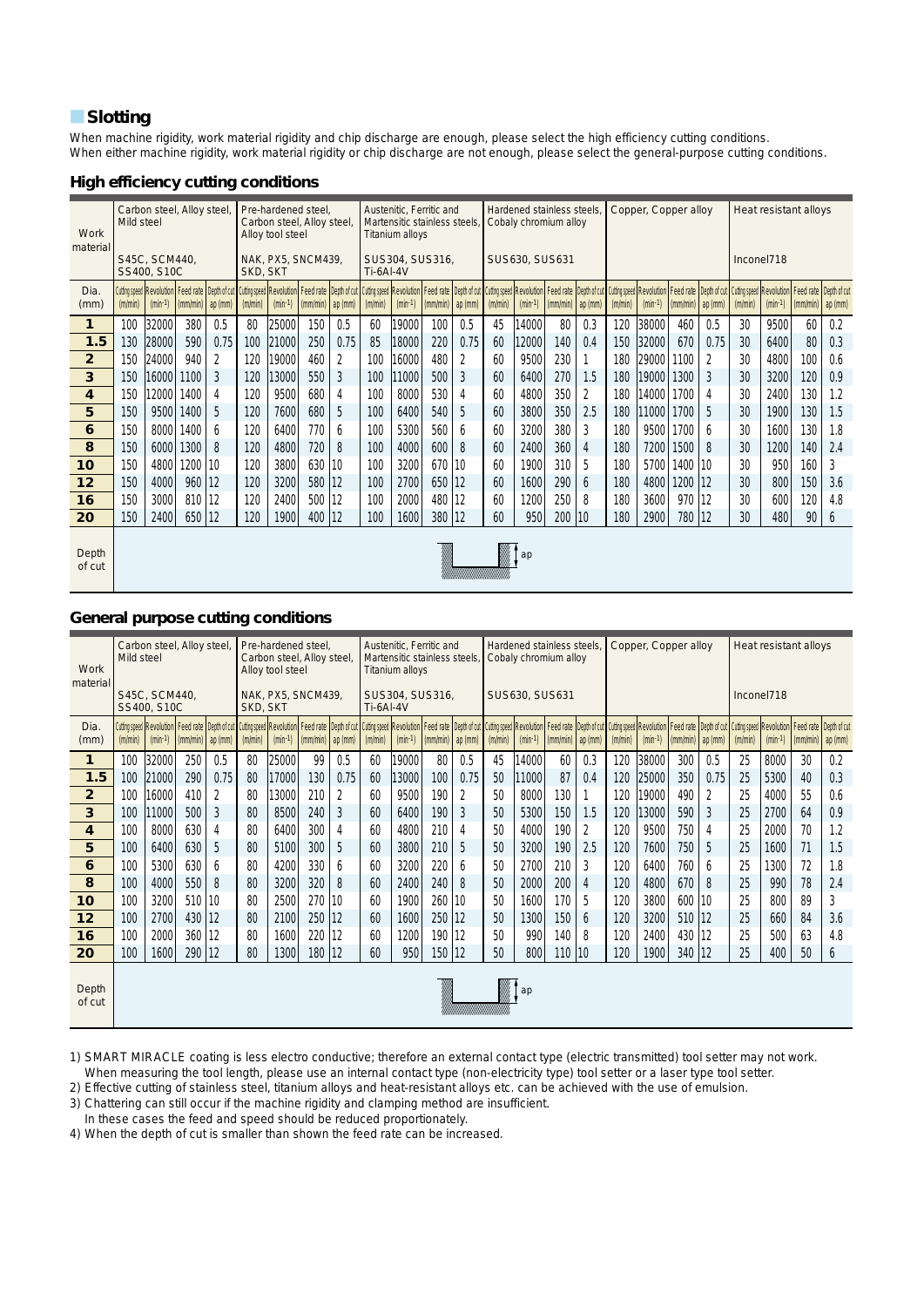## Slotting

When machine rigidity, work material rigidity and chip discharge are enough, please select the high efficiency cutting conditions.
When either machine rigidity, work material rigidity or chip discharge are not enough, please select the general-purpose cutting conditions.

### High efficiency cutting conditions

| Work material | Carbon steel, Alloy steel, Mild steel | | | | Pre-hardened steel, Carbon steel, Alloy steel, Alloy tool steel | | | | Austenitic, Ferritic and Martensitic stainless steels, Titanium alloys | | | | Hardened stainless steels, Cobaly chromium alloy | | | | Copper, Copper alloy | | | | Heat resistant alloys | | | |
|---|---|---|---|---|---|---|---|---|---|---|---|---|---|---|---|---|---|---|---|---|---|---|---|---|
| | S45C, SCM440, SS400, S10C | | | | NAK, PX5, SNCM439, SKD, SKT | | | | SUS304, SUS316, Ti-6Al-4V | | | | SUS630, SUS631 | | | | | | | | Inconel718 | | | |
| Dia. (mm) | Cutting speed (m/min) | Revolution (min⁻¹) | Feed rate (mm/min) | Depth of cut ap (mm) | Cutting speed (m/min) | Revolution (min⁻¹) | Feed rate (mm/min) | Depth of cut ap (mm) | Cutting speed (m/min) | Revolution (min⁻¹) | Feed rate (mm/min) | Depth of cut ap (mm) | Cutting speed (m/min) | Revolution (min⁻¹) | Feed rate (mm/min) | Depth of cut ap (mm) | Cutting speed (m/min) | Revolution (min⁻¹) | Feed rate (mm/min) | Depth of cut ap (mm) | Cutting speed (m/min) | Revolution (min⁻¹) | Feed rate (mm/min) | Depth of cut ap (mm) |
| 1 | 100 | 32000 | 380 | 0.5 | 80 | 25000 | 150 | 0.5 | 60 | 19000 | 100 | 0.5 | 45 | 14000 | 80 | 0.3 | 120 | 38000 | 460 | 0.5 | 30 | 9500 | 60 | 0.2 |
| 1.5 | 130 | 28000 | 590 | 0.75 | 100 | 21000 | 250 | 0.75 | 85 | 18000 | 220 | 0.75 | 60 | 12000 | 140 | 0.4 | 150 | 32000 | 670 | 0.75 | 30 | 6400 | 80 | 0.3 |
| 2 | 150 | 24000 | 940 | 2 | 120 | 19000 | 460 | 2 | 100 | 16000 | 480 | 2 | 60 | 9500 | 230 | 1 | 180 | 29000 | 1100 | 2 | 30 | 4800 | 100 | 0.6 |
| 3 | 150 | 16000 | 1100 | 3 | 120 | 13000 | 550 | 3 | 100 | 11000 | 500 | 3 | 60 | 6400 | 270 | 1.5 | 180 | 19000 | 1300 | 3 | 30 | 3200 | 120 | 0.9 |
| 4 | 150 | 12000 | 1400 | 4 | 120 | 9500 | 680 | 4 | 100 | 8000 | 530 | 4 | 60 | 4800 | 350 | 2 | 180 | 14000 | 1700 | 4 | 30 | 2400 | 130 | 1.2 |
| 5 | 150 | 9500 | 1400 | 5 | 120 | 7600 | 680 | 5 | 100 | 6400 | 540 | 5 | 60 | 3800 | 350 | 2.5 | 180 | 11000 | 1700 | 5 | 30 | 1900 | 130 | 1.5 |
| 6 | 150 | 8000 | 1400 | 6 | 120 | 6400 | 770 | 6 | 100 | 5300 | 560 | 6 | 60 | 3200 | 380 | 3 | 180 | 9500 | 1700 | 6 | 30 | 1600 | 130 | 1.8 |
| 8 | 150 | 6000 | 1300 | 8 | 120 | 4800 | 720 | 8 | 100 | 4000 | 600 | 8 | 60 | 2400 | 360 | 4 | 180 | 7200 | 1500 | 8 | 30 | 1200 | 140 | 2.4 |
| 10 | 150 | 4800 | 1200 | 10 | 120 | 3800 | 630 | 10 | 100 | 3200 | 670 | 10 | 60 | 1900 | 310 | 5 | 180 | 5700 | 1400 | 10 | 30 | 950 | 160 | 3 |
| 12 | 150 | 4000 | 960 | 12 | 120 | 3200 | 580 | 12 | 100 | 2700 | 650 | 12 | 60 | 1600 | 290 | 6 | 180 | 4800 | 1200 | 12 | 30 | 800 | 150 | 3.6 |
| 16 | 150 | 3000 | 810 | 12 | 120 | 2400 | 500 | 12 | 100 | 2000 | 480 | 12 | 60 | 1200 | 250 | 8 | 180 | 3600 | 970 | 12 | 30 | 600 | 120 | 4.8 |
| 20 | 150 | 2400 | 650 | 12 | 120 | 1900 | 400 | 12 | 100 | 1600 | 380 | 12 | 60 | 950 | 200 | 10 | 180 | 2900 | 780 | 12 | 30 | 480 | 90 | 6 |

Depth of cut: ap

### General purpose cutting conditions

| Work material | Carbon steel, Alloy steel, Mild steel | | | | Pre-hardened steel, Carbon steel, Alloy steel, Alloy tool steel | | | | Austenitic, Ferritic and Martensitic stainless steels, Titanium alloys | | | | Hardened stainless steels, Cobaly chromium alloy | | | | Copper, Copper alloy | | | | Heat resistant alloys | | | |
|---|---|---|---|---|---|---|---|---|---|---|---|---|---|---|---|---|---|---|---|---|---|---|---|---|
| | S45C, SCM440, SS400, S10C | | | | NAK, PX5, SNCM439, SKD, SKT | | | | SUS304, SUS316, Ti-6Al-4V | | | | SUS630, SUS631 | | | | | | | | Inconel718 | | | |
| Dia. (mm) | Cutting speed (m/min) | Revolution (min⁻¹) | Feed rate (mm/min) | Depth of cut ap (mm) | Cutting speed (m/min) | Revolution (min⁻¹) | Feed rate (mm/min) | Depth of cut ap (mm) | Cutting speed (m/min) | Revolution (min⁻¹) | Feed rate (mm/min) | Depth of cut ap (mm) | Cutting speed (m/min) | Revolution (min⁻¹) | Feed rate (mm/min) | Depth of cut ap (mm) | Cutting speed (m/min) | Revolution (min⁻¹) | Feed rate (mm/min) | Depth of cut ap (mm) | Cutting speed (m/min) | Revolution (min⁻¹) | Feed rate (mm/min) | Depth of cut ap (mm) |
| 1 | 100 | 32000 | 250 | 0.5 | 80 | 25000 | 99 | 0.5 | 60 | 19000 | 80 | 0.5 | 45 | 14000 | 60 | 0.3 | 120 | 38000 | 300 | 0.5 | 25 | 8000 | 30 | 0.2 |
| 1.5 | 100 | 21000 | 290 | 0.75 | 80 | 17000 | 130 | 0.75 | 60 | 13000 | 100 | 0.75 | 50 | 11000 | 87 | 0.4 | 120 | 25000 | 350 | 0.75 | 25 | 5300 | 40 | 0.3 |
| 2 | 100 | 16000 | 410 | 2 | 80 | 13000 | 210 | 2 | 60 | 9500 | 190 | 2 | 50 | 8000 | 130 | 1 | 120 | 19000 | 490 | 2 | 25 | 4000 | 55 | 0.6 |
| 3 | 100 | 11000 | 500 | 3 | 80 | 8500 | 240 | 3 | 60 | 6400 | 190 | 3 | 50 | 5300 | 150 | 1.5 | 120 | 13000 | 590 | 3 | 25 | 2700 | 64 | 0.9 |
| 4 | 100 | 8000 | 630 | 4 | 80 | 6400 | 300 | 4 | 60 | 4800 | 210 | 4 | 50 | 4000 | 190 | 2 | 120 | 9500 | 750 | 4 | 25 | 2000 | 70 | 1.2 |
| 5 | 100 | 6400 | 630 | 5 | 80 | 5100 | 300 | 5 | 60 | 3800 | 210 | 5 | 50 | 3200 | 190 | 2.5 | 120 | 7600 | 750 | 5 | 25 | 1600 | 71 | 1.5 |
| 6 | 100 | 5300 | 630 | 6 | 80 | 4200 | 330 | 6 | 60 | 3200 | 220 | 6 | 50 | 2700 | 210 | 3 | 120 | 6400 | 760 | 6 | 25 | 1300 | 72 | 1.8 |
| 8 | 100 | 4000 | 550 | 8 | 80 | 3200 | 320 | 8 | 60 | 2400 | 240 | 8 | 50 | 2000 | 200 | 4 | 120 | 4800 | 670 | 8 | 25 | 990 | 78 | 2.4 |
| 10 | 100 | 3200 | 510 | 10 | 80 | 2500 | 270 | 10 | 60 | 1900 | 260 | 10 | 50 | 1600 | 170 | 5 | 120 | 3800 | 600 | 10 | 25 | 800 | 89 | 3 |
| 12 | 100 | 2700 | 430 | 12 | 80 | 2100 | 250 | 12 | 60 | 1600 | 250 | 12 | 50 | 1300 | 150 | 6 | 120 | 3200 | 510 | 12 | 25 | 660 | 84 | 3.6 |
| 16 | 100 | 2000 | 360 | 12 | 80 | 1600 | 220 | 12 | 60 | 1200 | 190 | 12 | 50 | 990 | 140 | 8 | 120 | 2400 | 430 | 12 | 25 | 500 | 63 | 4.8 |
| 20 | 100 | 1600 | 290 | 12 | 80 | 1300 | 180 | 12 | 60 | 950 | 150 | 12 | 50 | 800 | 110 | 10 | 120 | 1900 | 340 | 12 | 25 | 400 | 50 | 6 |

Depth of cut: ap

1) SMART MIRACLE coating is less electro conductive; therefore an external contact type (electric transmitted) tool setter may not work.
   When measuring the tool length, please use an internal contact type (non-electricity type) tool setter or a laser type tool setter.
2) Effective cutting of stainless steel, titanium alloys and heat-resistant alloys etc. can be achieved with the use of emulsion.
3) Chattering can still occur if the machine rigidity and clamping method are insufficient.
   In these cases the feed and speed should be reduced proportionately.
4) When the depth of cut is smaller than shown the feed rate can be increased.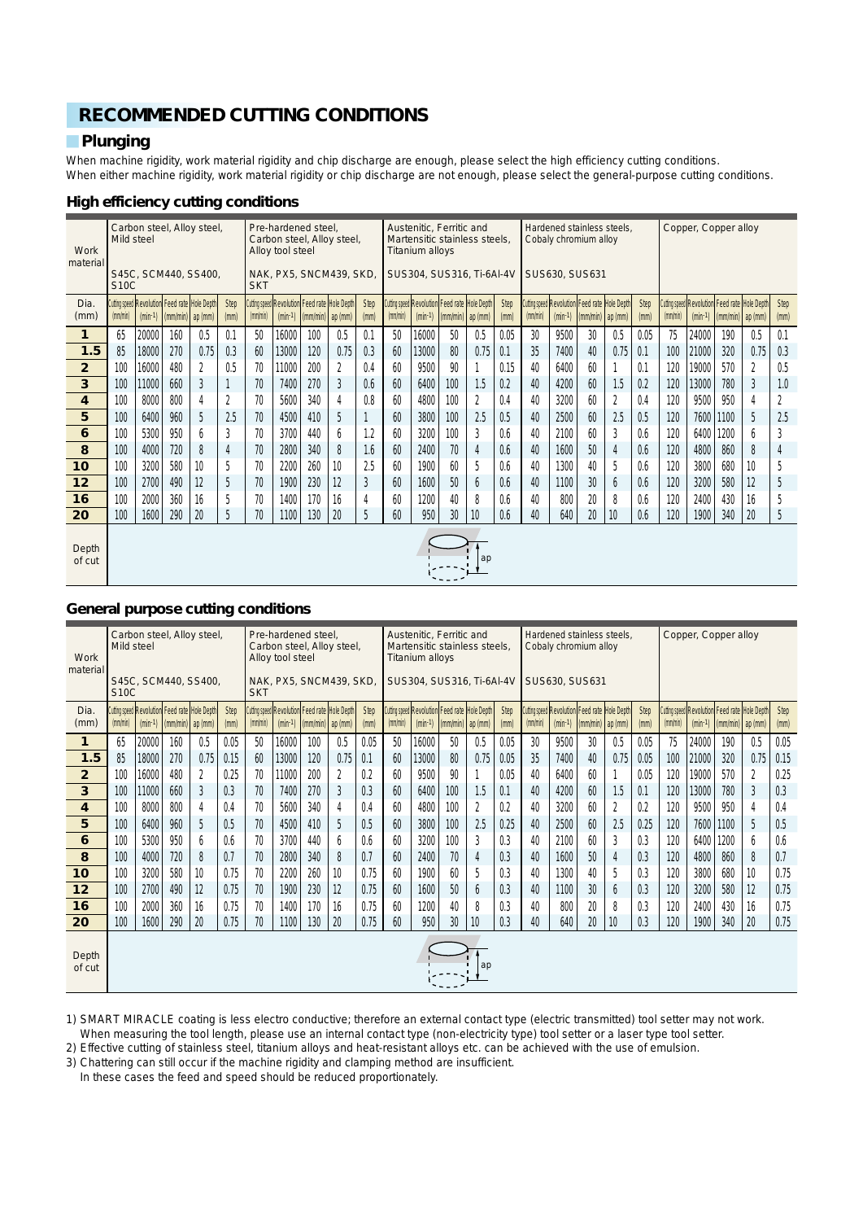# RECOMMENDED CUTTING CONDITIONS

## Plunging

When machine rigidity, work material rigidity and chip discharge are enough, please select the high efficiency cutting conditions.
When either machine rigidity, work material rigidity or chip discharge are not enough, please select the general-purpose cutting conditions.

### High efficiency cutting conditions

| Work material | Carbon steel, Alloy steel, Mild steel S45C, SCM440, SS400, S10C | | | | | Pre-hardened steel, Carbon steel, Alloy steel, Alloy tool steel NAK, PX5, SNCM439, SKD, SKT | | | | | Austenitic, Ferritic and Martensitic stainless steels, Titanium alloys SUS304, SUS316, Ti-6Al-4V | | | | | Hardened stainless steels, Cobaly chromium alloy SUS630, SUS631 | | | | | Copper, Copper alloy | | | | |
|---|---|---|---|---|---|---|---|---|---|---|---|---|---|---|---|---|---|---|---|---|---|---|---|---|---|
| Dia. (mm) | Cutting speed (m/min) | Revolution ($min^{-1}$) | Feed rate (mm/min) | Hole Depth ap (mm) | Step (mm) | Cutting speed (m/min) | Revolution ($min^{-1}$) | Feed rate (mm/min) | Hole Depth ap (mm) | Step (mm) | Cutting speed (m/min) | Revolution ($min^{-1}$) | Feed rate (mm/min) | Hole Depth ap (mm) | Step (mm) | Cutting speed (m/min) | Revolution ($min^{-1}$) | Feed rate (mm/min) | Hole Depth ap (mm) | Step (mm) | Cutting speed (m/min) | Revolution ($min^{-1}$) | Feed rate (mm/min) | Hole Depth ap (mm) | Step (mm) |
| 1 | 65 | 20000 | 160 | 0.5 | 0.1 | 50 | 16000 | 100 | 0.5 | 0.1 | 50 | 16000 | 50 | 0.5 | 0.05 | 30 | 9500 | 30 | 0.5 | 0.05 | 75 | 24000 | 190 | 0.5 | 0.1 |
| 1.5 | 85 | 18000 | 270 | 0.75 | 0.3 | 60 | 13000 | 120 | 0.75 | 0.3 | 60 | 13000 | 80 | 0.75 | 0.1 | 35 | 7400 | 40 | 0.75 | 0.1 | 100 | 21000 | 320 | 0.75 | 0.3 |
| 2 | 100 | 16000 | 480 | 2 | 0.5 | 70 | 11000 | 200 | 2 | 0.4 | 60 | 9500 | 90 | 1 | 0.15 | 40 | 6400 | 60 | 1 | 0.1 | 120 | 19000 | 570 | 2 | 0.5 |
| 3 | 100 | 11000 | 660 | 3 | 1 | 70 | 7400 | 270 | 3 | 0.6 | 60 | 6400 | 100 | 1.5 | 0.2 | 40 | 4200 | 60 | 1.5 | 0.2 | 120 | 13000 | 780 | 3 | 1.0 |
| 4 | 100 | 8000 | 800 | 4 | 2 | 70 | 5600 | 340 | 4 | 0.8 | 60 | 4800 | 100 | 2 | 0.4 | 40 | 3200 | 60 | 2 | 0.4 | 120 | 9500 | 950 | 4 | 2 |
| 5 | 100 | 6400 | 960 | 5 | 2.5 | 70 | 4500 | 410 | 5 | 1 | 60 | 3800 | 100 | 2.5 | 0.5 | 40 | 2500 | 60 | 2.5 | 0.5 | 120 | 7600 | 1100 | 5 | 2.5 |
| 6 | 100 | 5300 | 950 | 6 | 3 | 70 | 3700 | 440 | 6 | 1.2 | 60 | 3200 | 100 | 3 | 0.6 | 40 | 2100 | 60 | 3 | 0.6 | 120 | 6400 | 1200 | 6 | 3 |
| 8 | 100 | 4000 | 720 | 8 | 4 | 70 | 2800 | 340 | 8 | 1.6 | 60 | 2400 | 70 | 4 | 0.6 | 40 | 1600 | 50 | 4 | 0.6 | 120 | 4800 | 860 | 8 | 4 |
| 10 | 100 | 3200 | 580 | 10 | 5 | 70 | 2200 | 260 | 10 | 2.5 | 60 | 1900 | 60 | 5 | 0.6 | 40 | 1300 | 40 | 5 | 0.6 | 120 | 3800 | 680 | 10 | 5 |
| 12 | 100 | 2700 | 490 | 12 | 5 | 70 | 1900 | 230 | 12 | 3 | 60 | 1600 | 50 | 6 | 0.6 | 40 | 1100 | 30 | 6 | 0.6 | 120 | 3200 | 580 | 12 | 5 |
| 16 | 100 | 2000 | 360 | 16 | 5 | 70 | 1400 | 170 | 16 | 4 | 60 | 1200 | 40 | 8 | 0.6 | 40 | 800 | 20 | 8 | 0.6 | 120 | 2400 | 430 | 16 | 5 |
| 20 | 100 | 1600 | 290 | 20 | 5 | 70 | 1100 | 130 | 20 | 5 | 60 | 950 | 30 | 10 | 0.6 | 40 | 640 | 20 | 10 | 0.6 | 120 | 1900 | 340 | 20 | 5 |

Depth of cut: ap

### General purpose cutting conditions

| Work material | Carbon steel, Alloy steel, Mild steel S45C, SCM440, SS400, S10C | | | | | Pre-hardened steel, Carbon steel, Alloy steel, Alloy tool steel NAK, PX5, SNCM439, SKD, SKT | | | | | Austenitic, Ferritic and Martensitic stainless steels, Titanium alloys SUS304, SUS316, Ti-6Al-4V | | | | | Hardened stainless steels, Cobaly chromium alloy SUS630, SUS631 | | | | | Copper, Copper alloy | | | | |
|---|---|---|---|---|---|---|---|---|---|---|---|---|---|---|---|---|---|---|---|---|---|---|---|---|---|
| Dia. (mm) | Cutting speed (m/min) | Revolution ($min^{-1}$) | Feed rate (mm/min) | Hole Depth ap (mm) | Step (mm) | Cutting speed (m/min) | Revolution ($min^{-1}$) | Feed rate (mm/min) | Hole Depth ap (mm) | Step (mm) | Cutting speed (m/min) | Revolution ($min^{-1}$) | Feed rate (mm/min) | Hole Depth ap (mm) | Step (mm) | Cutting speed (m/min) | Revolution ($min^{-1}$) | Feed rate (mm/min) | Hole Depth ap (mm) | Step (mm) | Cutting speed (m/min) | Revolution ($min^{-1}$) | Feed rate (mm/min) | Hole Depth ap (mm) | Step (mm) |
| 1 | 65 | 20000 | 160 | 0.5 | 0.05 | 50 | 16000 | 100 | 0.5 | 0.05 | 50 | 16000 | 50 | 0.5 | 0.05 | 30 | 9500 | 30 | 0.5 | 0.05 | 75 | 24000 | 190 | 0.5 | 0.05 |
| 1.5 | 85 | 18000 | 270 | 0.75 | 0.15 | 60 | 13000 | 120 | 0.75 | 0.1 | 60 | 13000 | 80 | 0.75 | 0.05 | 35 | 7400 | 40 | 0.75 | 0.05 | 100 | 21000 | 320 | 0.75 | 0.15 |
| 2 | 100 | 16000 | 480 | 2 | 0.25 | 70 | 11000 | 200 | 2 | 0.2 | 60 | 9500 | 90 | 1 | 0.05 | 40 | 6400 | 60 | 1 | 0.05 | 120 | 19000 | 570 | 2 | 0.25 |
| 3 | 100 | 11000 | 660 | 3 | 0.3 | 70 | 7400 | 270 | 3 | 0.3 | 60 | 6400 | 100 | 1.5 | 0.1 | 40 | 4200 | 60 | 1.5 | 0.1 | 120 | 13000 | 780 | 3 | 0.3 |
| 4 | 100 | 8000 | 800 | 4 | 0.4 | 70 | 5600 | 340 | 4 | 0.4 | 60 | 4800 | 100 | 2 | 0.2 | 40 | 3200 | 60 | 2 | 0.2 | 120 | 9500 | 950 | 4 | 0.4 |
| 5 | 100 | 6400 | 960 | 5 | 0.5 | 70 | 4500 | 410 | 5 | 0.5 | 60 | 3800 | 100 | 2.5 | 0.25 | 40 | 2500 | 60 | 2.5 | 0.25 | 120 | 7600 | 1100 | 5 | 0.5 |
| 6 | 100 | 5300 | 950 | 6 | 0.6 | 70 | 3700 | 440 | 6 | 0.6 | 60 | 3200 | 100 | 3 | 0.3 | 40 | 2100 | 60 | 3 | 0.3 | 120 | 6400 | 1200 | 6 | 0.6 |
| 8 | 100 | 4000 | 720 | 8 | 0.7 | 70 | 2800 | 340 | 8 | 0.7 | 60 | 2400 | 70 | 4 | 0.3 | 40 | 1600 | 50 | 4 | 0.3 | 120 | 4800 | 860 | 8 | 0.7 |
| 10 | 100 | 3200 | 580 | 10 | 0.75 | 70 | 2200 | 260 | 10 | 0.75 | 60 | 1900 | 60 | 5 | 0.3 | 40 | 1300 | 40 | 5 | 0.3 | 120 | 3800 | 680 | 10 | 0.75 |
| 12 | 100 | 2700 | 490 | 12 | 0.75 | 70 | 1900 | 230 | 12 | 0.75 | 60 | 1600 | 50 | 6 | 0.3 | 40 | 1100 | 30 | 6 | 0.3 | 120 | 3200 | 580 | 12 | 0.75 |
| 16 | 100 | 2000 | 360 | 16 | 0.75 | 70 | 1400 | 170 | 16 | 0.75 | 60 | 1200 | 40 | 8 | 0.3 | 40 | 800 | 20 | 8 | 0.3 | 120 | 2400 | 430 | 16 | 0.75 |
| 20 | 100 | 1600 | 290 | 20 | 0.75 | 70 | 1100 | 130 | 20 | 0.75 | 60 | 950 | 30 | 10 | 0.3 | 40 | 640 | 20 | 10 | 0.3 | 120 | 1900 | 340 | 20 | 0.75 |

Depth of cut: ap

1) SMART MIRACLE coating is less electro conductive; therefore an external contact type (electric transmitted) tool setter may not work. When measuring the tool length, please use an internal contact type (non-electricity type) tool setter or a laser type tool setter.
2) Effective cutting of stainless steel, titanium alloys and heat-resistant alloys etc. can be achieved with the use of emulsion.
3) Chattering can still occur if the machine rigidity and clamping method are insufficient. In these cases the feed and speed should be reduced proportionately.